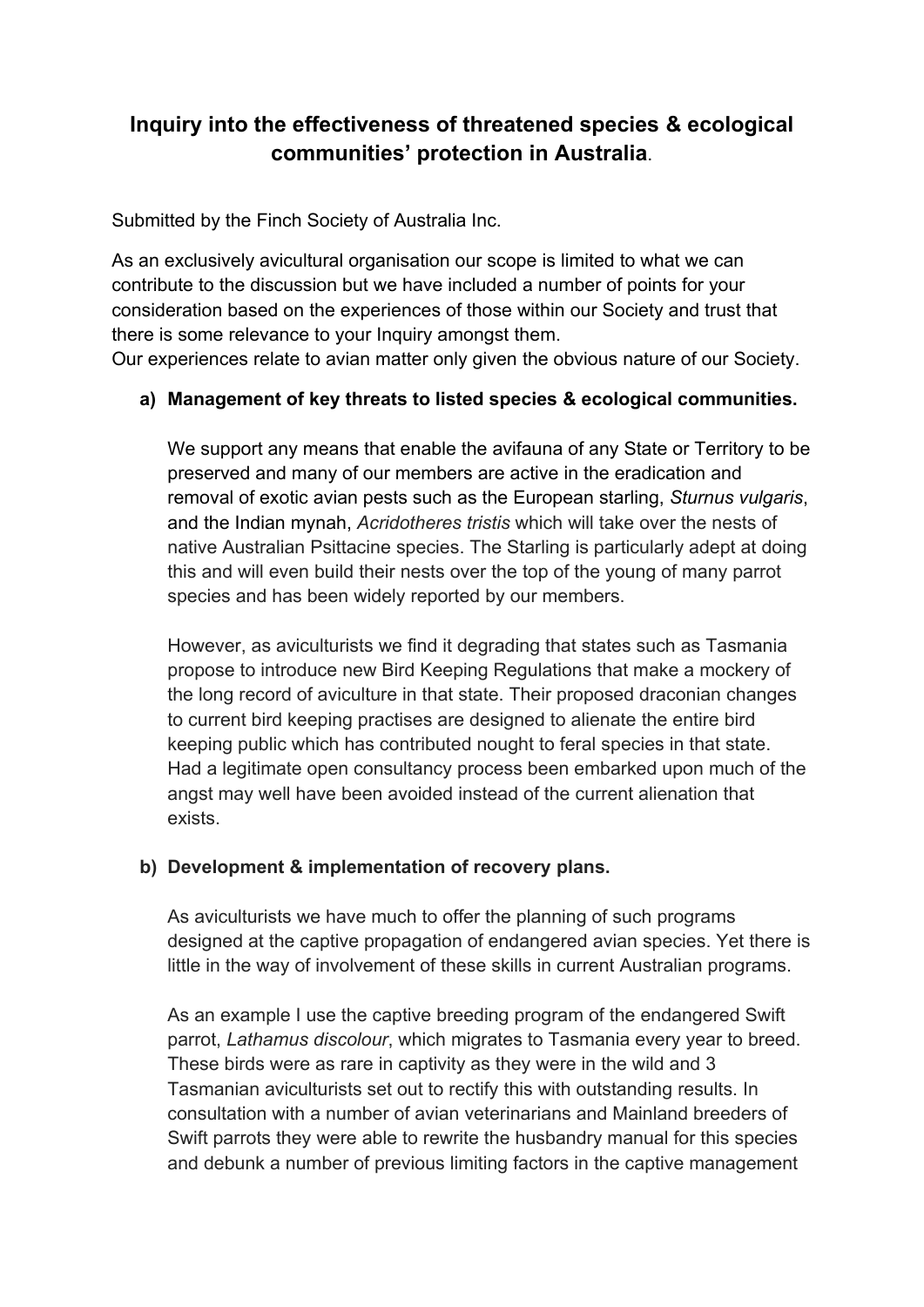# Inquiry into the effectiveness of threatened species & ecological communities' protection in Australia.

Submitted by the Finch Society of Australia Inc.

As an exclusively avicultural organisation our scope is limited to what we can contribute to the discussion but we have included a number of points for your consideration based on the experiences of those within our Society and trust that there is some relevance to your Inquiry amongst them.
Our experiences relate to avian matter only given the obvious nature of our Society.

**a) Management of key threats to listed species & ecological communities.**

We support any means that enable the avifauna of any State or Territory to be preserved and many of our members are active in the eradication and removal of exotic avian pests such as the European starling, *Sturnus vulgaris*, and the Indian mynah, *Acridotheres tristis* which will take over the nests of native Australian Psittacine species. The Starling is particularly adept at doing this and will even build their nests over the top of the young of many parrot species and has been widely reported by our members.

However, as aviculturists we find it degrading that states such as Tasmania propose to introduce new Bird Keeping Regulations that make a mockery of the long record of aviculture in that state. Their proposed draconian changes to current bird keeping practises are designed to alienate the entire bird keeping public which has contributed nought to feral species in that state. Had a legitimate open consultancy process been embarked upon much of the angst may well have been avoided instead of the current alienation that exists.

**b) Development & implementation of recovery plans.**

As aviculturists we have much to offer the planning of such programs designed at the captive propagation of endangered avian species. Yet there is little in the way of involvement of these skills in current Australian programs.

As an example I use the captive breeding program of the endangered Swift parrot, *Lathamus discolour*, which migrates to Tasmania every year to breed. These birds were as rare in captivity as they were in the wild and 3 Tasmanian aviculturists set out to rectify this with outstanding results. In consultation with a number of avian veterinarians and Mainland breeders of Swift parrots they were able to rewrite the husbandry manual for this species and debunk a number of previous limiting factors in the captive management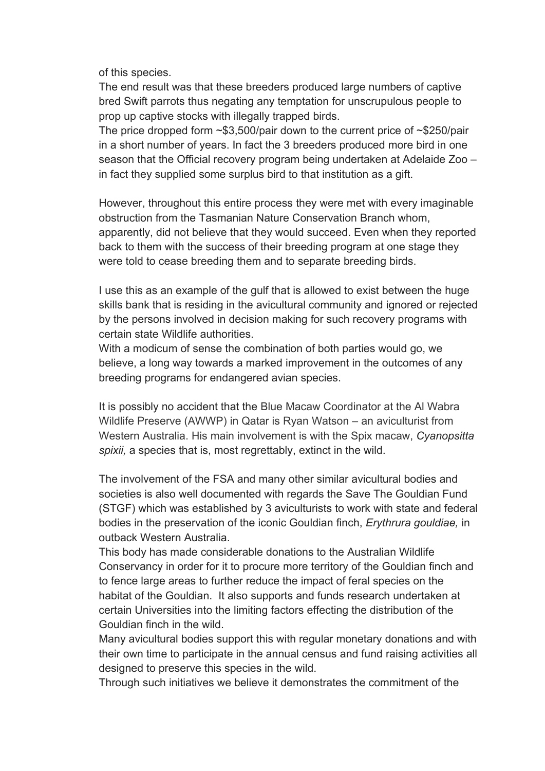of this species.
The end result was that these breeders produced large numbers of captive bred Swift parrots thus negating any temptation for unscrupulous people to prop up captive stocks with illegally trapped birds.
The price dropped form ~$3,500/pair down to the current price of ~$250/pair in a short number of years. In fact the 3 breeders produced more bird in one season that the Official recovery program being undertaken at Adelaide Zoo – in fact they supplied some surplus bird to that institution as a gift.

However, throughout this entire process they were met with every imaginable obstruction from the Tasmanian Nature Conservation Branch whom, apparently, did not believe that they would succeed. Even when they reported back to them with the success of their breeding program at one stage they were told to cease breeding them and to separate breeding birds.

I use this as an example of the gulf that is allowed to exist between the huge skills bank that is residing in the avicultural community and ignored or rejected by the persons involved in decision making for such recovery programs with certain state Wildlife authorities.
With a modicum of sense the combination of both parties would go, we believe, a long way towards a marked improvement in the outcomes of any breeding programs for endangered avian species.

It is possibly no accident that the Blue Macaw Coordinator at the Al Wabra Wildlife Preserve (AWWP) in Qatar is Ryan Watson – an aviculturist from Western Australia. His main involvement is with the Spix macaw, *Cyanopsitta spixii,* a species that is, most regrettably, extinct in the wild.

The involvement of the FSA and many other similar avicultural bodies and societies is also well documented with regards the Save The Gouldian Fund (STGF) which was established by 3 aviculturists to work with state and federal bodies in the preservation of the iconic Gouldian finch, *Erythrura gouldiae,* in outback Western Australia.
This body has made considerable donations to the Australian Wildlife Conservancy in order for it to procure more territory of the Gouldian finch and to fence large areas to further reduce the impact of feral species on the habitat of the Gouldian. It also supports and funds research undertaken at certain Universities into the limiting factors effecting the distribution of the Gouldian finch in the wild.
Many avicultural bodies support this with regular monetary donations and with their own time to participate in the annual census and fund raising activities all designed to preserve this species in the wild.
Through such initiatives we believe it demonstrates the commitment of the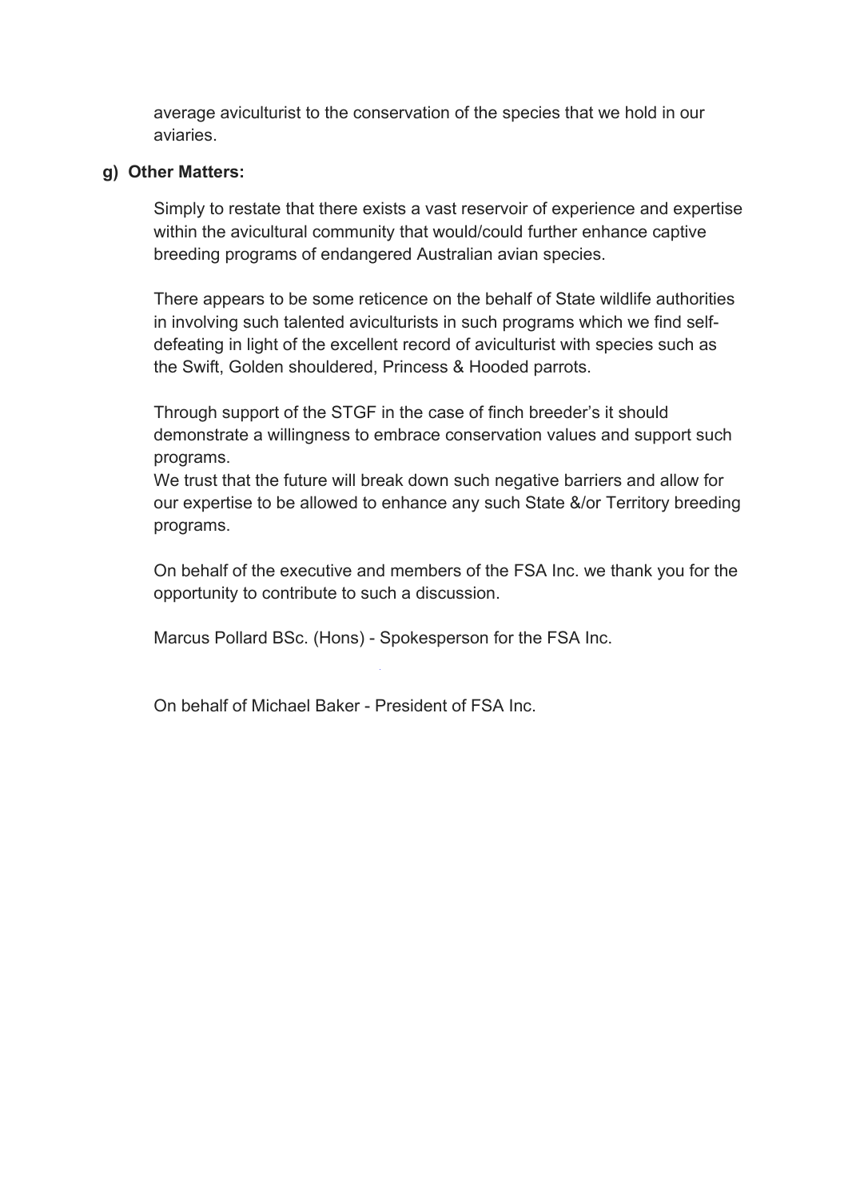average aviculturist to the conservation of the species that we hold in our aviaries.

**g) Other Matters:**

Simply to restate that there exists a vast reservoir of experience and expertise within the avicultural community that would/could further enhance captive breeding programs of endangered Australian avian species.

There appears to be some reticence on the behalf of State wildlife authorities in involving such talented aviculturists in such programs which we find self-defeating in light of the excellent record of aviculturist with species such as the Swift, Golden shouldered, Princess & Hooded parrots.

Through support of the STGF in the case of finch breeder's it should demonstrate a willingness to embrace conservation values and support such programs.
We trust that the future will break down such negative barriers and allow for our expertise to be allowed to enhance any such State &/or Territory breeding programs.

On behalf of the executive and members of the FSA Inc. we thank you for the opportunity to contribute to such a discussion.

Marcus Pollard BSc. (Hons) - Spokesperson for the FSA Inc.

On behalf of Michael Baker - President of FSA Inc.